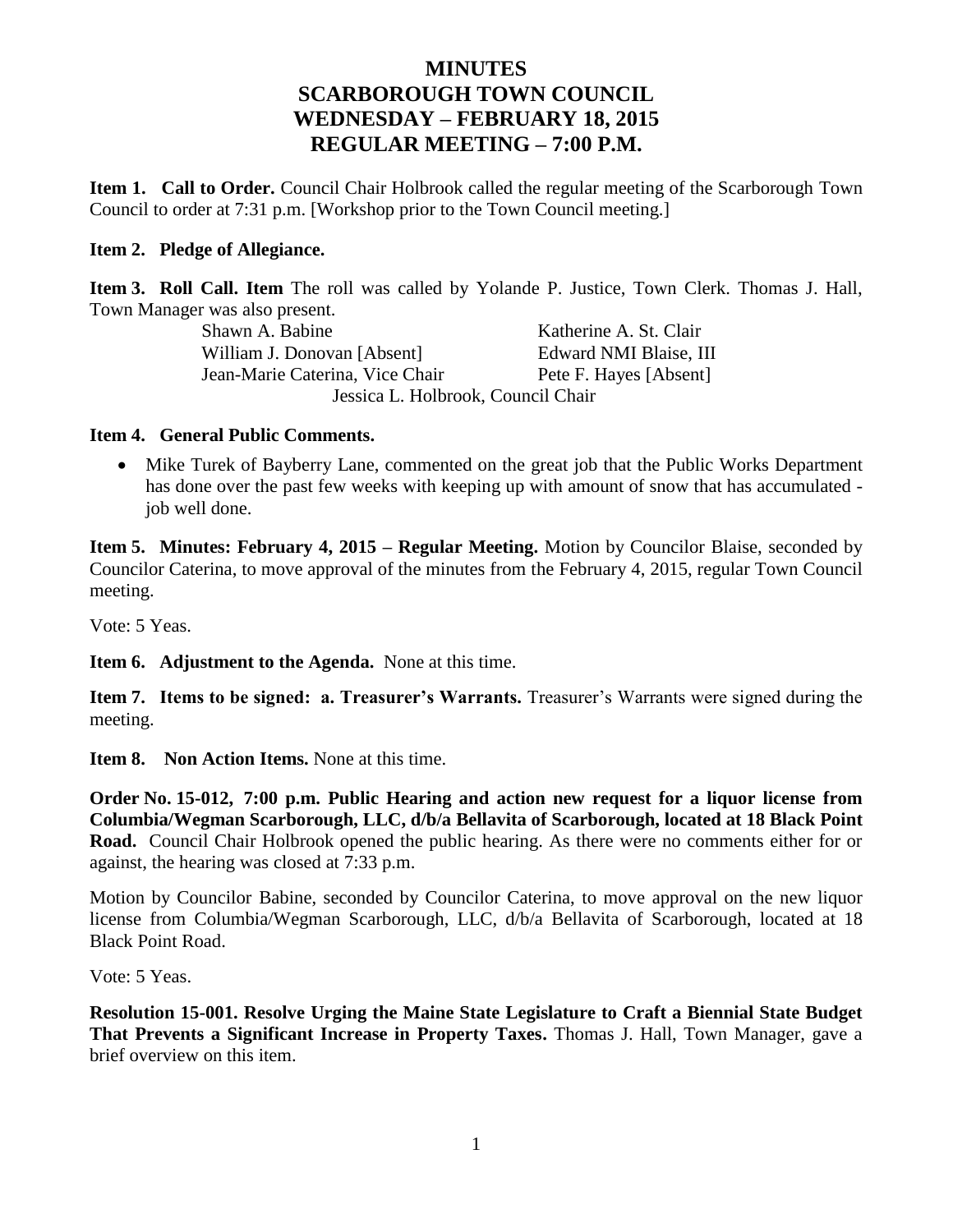# MINUTES
# SCARBOROUGH TOWN COUNCIL
# WEDNESDAY – FEBRUARY 18, 2015
# REGULAR MEETING – 7:00 P.M.

**Item 1. Call to Order.** Council Chair Holbrook called the regular meeting of the Scarborough Town Council to order at 7:31 p.m. [Workshop prior to the Town Council meeting.]

**Item 2. Pledge of Allegiance.**

**Item 3. Roll Call. Item** The roll was called by Yolande P. Justice, Town Clerk. Thomas J. Hall, Town Manager was also present.

| | |
|---|---|
| Shawn A. Babine | Katherine A. St. Clair |
| William J. Donovan [Absent] | Edward NMI Blaise, III |
| Jean-Marie Caterina, Vice Chair | Pete F. Hayes [Absent] |

Jessica L. Holbrook, Council Chair

**Item 4. General Public Comments.**

- Mike Turek of Bayberry Lane, commented on the great job that the Public Works Department has done over the past few weeks with keeping up with amount of snow that has accumulated - job well done.

**Item 5. Minutes: February 4, 2015 – Regular Meeting.** Motion by Councilor Blaise, seconded by Councilor Caterina, to move approval of the minutes from the February 4, 2015, regular Town Council meeting.

Vote: 5 Yeas.

**Item 6. Adjustment to the Agenda.** None at this time.

**Item 7. Items to be signed: a. Treasurer's Warrants.** Treasurer's Warrants were signed during the meeting.

**Item 8. Non Action Items.** None at this time.

**Order No. 15-012, 7:00 p.m. Public Hearing and action new request for a liquor license from Columbia/Wegman Scarborough, LLC, d/b/a Bellavita of Scarborough, located at 18 Black Point Road.** Council Chair Holbrook opened the public hearing. As there were no comments either for or against, the hearing was closed at 7:33 p.m.

Motion by Councilor Babine, seconded by Councilor Caterina, to move approval on the new liquor license from Columbia/Wegman Scarborough, LLC, d/b/a Bellavita of Scarborough, located at 18 Black Point Road.

Vote: 5 Yeas.

**Resolution 15-001. Resolve Urging the Maine State Legislature to Craft a Biennial State Budget That Prevents a Significant Increase in Property Taxes.** Thomas J. Hall, Town Manager, gave a brief overview on this item.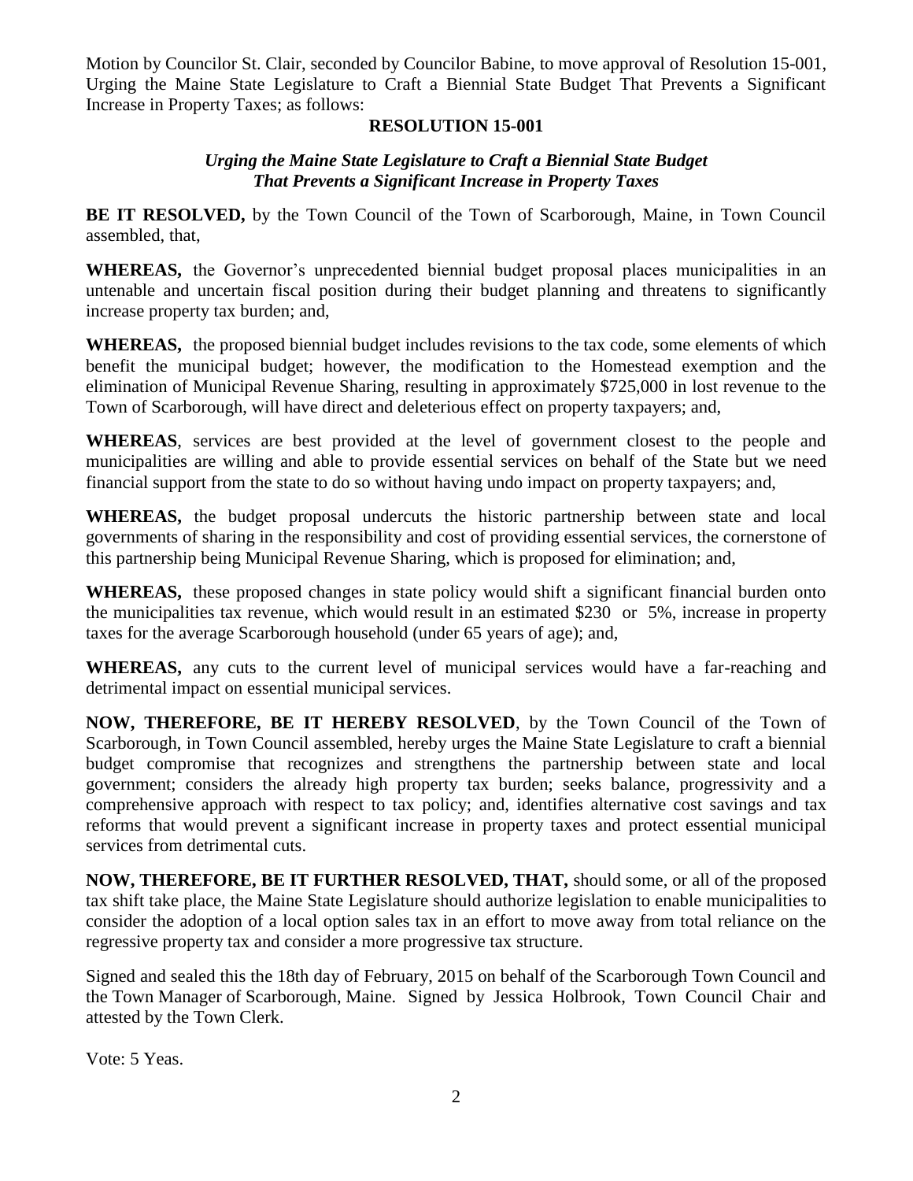Motion by Councilor St. Clair, seconded by Councilor Babine, to move approval of Resolution 15-001, Urging the Maine State Legislature to Craft a Biennial State Budget That Prevents a Significant Increase in Property Taxes; as follows:

**RESOLUTION 15-001**

***Urging the Maine State Legislature to Craft a Biennial State Budget That Prevents a Significant Increase in Property Taxes***

**BE IT RESOLVED,** by the Town Council of the Town of Scarborough, Maine, in Town Council assembled, that,

**WHEREAS,** the Governor's unprecedented biennial budget proposal places municipalities in an untenable and uncertain fiscal position during their budget planning and threatens to significantly increase property tax burden; and,

**WHEREAS,** the proposed biennial budget includes revisions to the tax code, some elements of which benefit the municipal budget; however, the modification to the Homestead exemption and the elimination of Municipal Revenue Sharing, resulting in approximately $725,000 in lost revenue to the Town of Scarborough, will have direct and deleterious effect on property taxpayers; and,

**WHEREAS**, services are best provided at the level of government closest to the people and municipalities are willing and able to provide essential services on behalf of the State but we need financial support from the state to do so without having undo impact on property taxpayers; and,

**WHEREAS,** the budget proposal undercuts the historic partnership between state and local governments of sharing in the responsibility and cost of providing essential services, the cornerstone of this partnership being Municipal Revenue Sharing, which is proposed for elimination; and,

**WHEREAS,** these proposed changes in state policy would shift a significant financial burden onto the municipalities tax revenue, which would result in an estimated $230 or 5%, increase in property taxes for the average Scarborough household (under 65 years of age); and,

**WHEREAS,** any cuts to the current level of municipal services would have a far-reaching and detrimental impact on essential municipal services.

**NOW, THEREFORE, BE IT HEREBY RESOLVED**, by the Town Council of the Town of Scarborough, in Town Council assembled, hereby urges the Maine State Legislature to craft a biennial budget compromise that recognizes and strengthens the partnership between state and local government; considers the already high property tax burden; seeks balance, progressivity and a comprehensive approach with respect to tax policy; and, identifies alternative cost savings and tax reforms that would prevent a significant increase in property taxes and protect essential municipal services from detrimental cuts.

**NOW, THEREFORE, BE IT FURTHER RESOLVED, THAT,** should some, or all of the proposed tax shift take place, the Maine State Legislature should authorize legislation to enable municipalities to consider the adoption of a local option sales tax in an effort to move away from total reliance on the regressive property tax and consider a more progressive tax structure.

Signed and sealed this the 18th day of February, 2015 on behalf of the Scarborough Town Council and the Town Manager of Scarborough, Maine. Signed by Jessica Holbrook, Town Council Chair and attested by the Town Clerk.

Vote: 5 Yeas.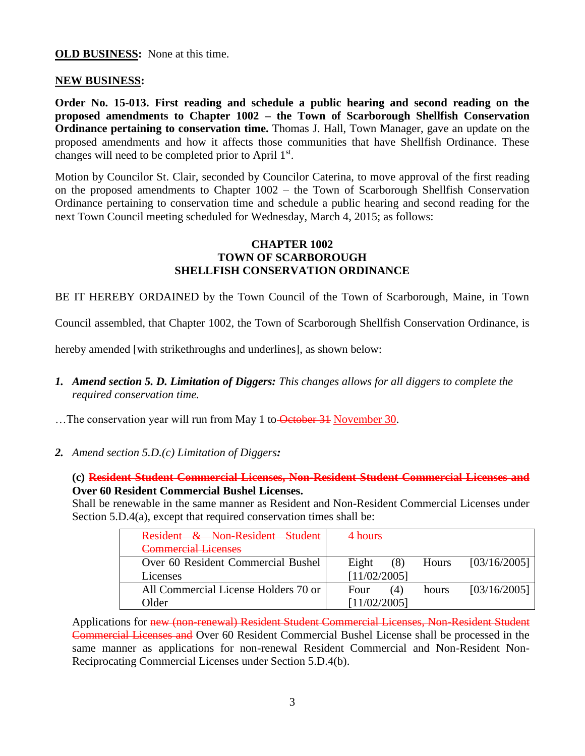**OLD BUSINESS:** None at this time.

**NEW BUSINESS:**

**Order No. 15-013. First reading and schedule a public hearing and second reading on the proposed amendments to Chapter 1002 – the Town of Scarborough Shellfish Conservation Ordinance pertaining to conservation time.** Thomas J. Hall, Town Manager, gave an update on the proposed amendments and how it affects those communities that have Shellfish Ordinance. These changes will need to be completed prior to April 1st.

Motion by Councilor St. Clair, seconded by Councilor Caterina, to move approval of the first reading on the proposed amendments to Chapter 1002 – the Town of Scarborough Shellfish Conservation Ordinance pertaining to conservation time and schedule a public hearing and second reading for the next Town Council meeting scheduled for Wednesday, March 4, 2015; as follows:

**CHAPTER 1002**
**TOWN OF SCARBOROUGH**
**SHELLFISH CONSERVATION ORDINANCE**

BE IT HEREBY ORDAINED by the Town Council of the Town of Scarborough, Maine, in Town Council assembled, that Chapter 1002, the Town of Scarborough Shellfish Conservation Ordinance, is hereby amended [with strikethroughs and underlines], as shown below:

1. ***Amend section 5. D. Limitation of Diggers:*** *This changes allows for all diggers to complete the required conservation time.*

…The conservation year will run from May 1 to ~~October 31~~ <u>November 30</u>.

2. *Amend section 5.D.(c) Limitation of Diggers**:***

**(c) ~~Resident Student Commercial Licenses, Non-Resident Student Commercial Licenses and~~ Over 60 Resident Commercial Bushel Licenses.**
Shall be renewable in the same manner as Resident and Non-Resident Commercial Licenses under Section 5.D.4(a), except that required conservation times shall be:

| | |
|---|---|
| ~~Resident & Non-Resident Student Commercial Licenses~~ | ~~4 hours~~ |
| Over 60 Resident Commercial Bushel Licenses | Eight (8) Hours [03/16/2005] [11/02/2005] |
| All Commercial License Holders 70 or Older | Four (4) hours [03/16/2005] [11/02/2005] |

Applications for ~~new (non-renewal) Resident Student Commercial Licenses, Non-Resident Student Commercial Licenses and~~ Over 60 Resident Commercial Bushel License shall be processed in the same manner as applications for non-renewal Resident Commercial and Non-Resident Non-Reciprocating Commercial Licenses under Section 5.D.4(b).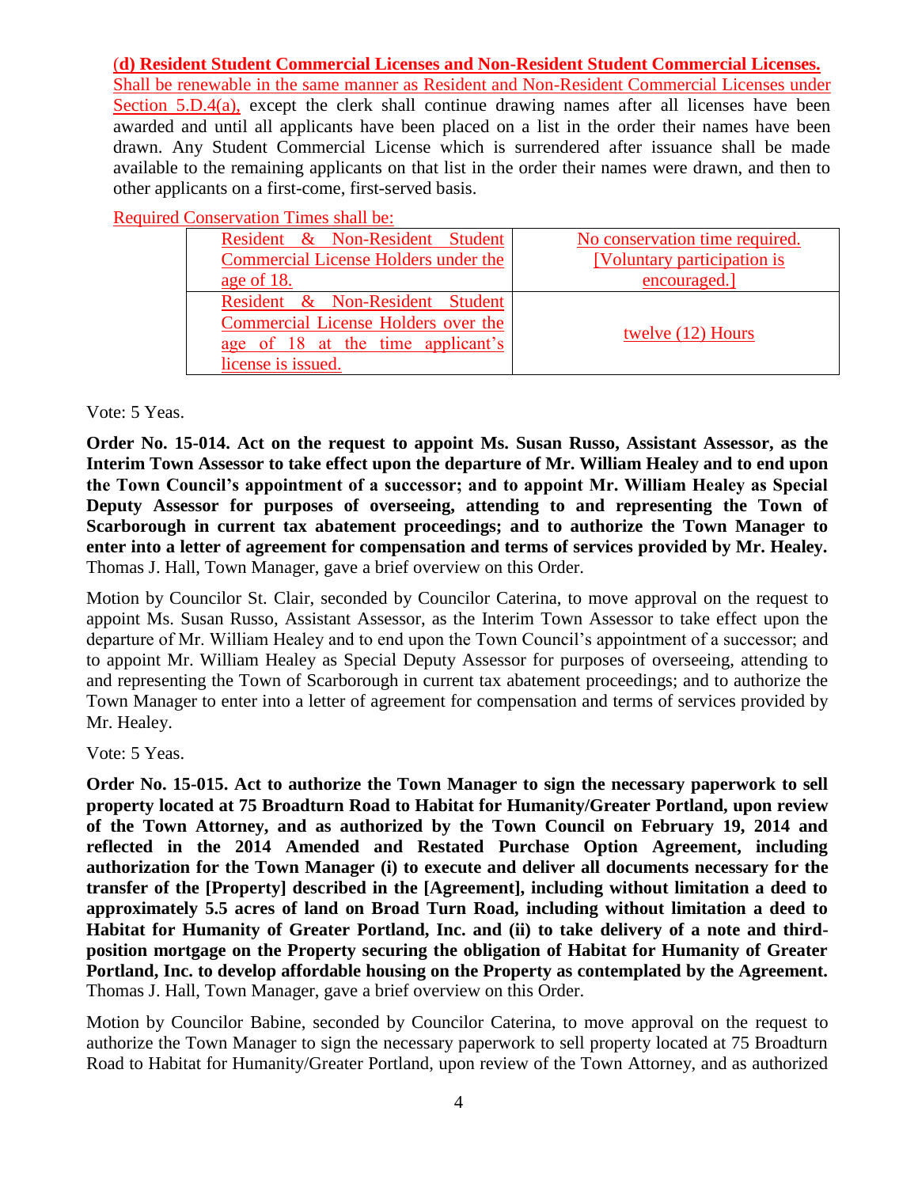**(d) Resident Student Commercial Licenses and Non-Resident Student Commercial Licenses.** Shall be renewable in the same manner as Resident and Non-Resident Commercial Licenses under Section 5.D.4(a), except the clerk shall continue drawing names after all licenses have been awarded and until all applicants have been placed on a list in the order their names have been drawn. Any Student Commercial License which is surrendered after issuance shall be made available to the remaining applicants on that list in the order their names were drawn, and then to other applicants on a first-come, first-served basis.

Required Conservation Times shall be:

| | |
|---|---|
| Resident & Non-Resident Student Commercial License Holders under the age of 18. | No conservation time required. [Voluntary participation is encouraged.] |
| Resident & Non-Resident Student Commercial License Holders over the age of 18 at the time applicant's license is issued. | twelve (12) Hours |

Vote: 5 Yeas.

**Order No. 15-014. Act on the request to appoint Ms. Susan Russo, Assistant Assessor, as the Interim Town Assessor to take effect upon the departure of Mr. William Healey and to end upon the Town Council's appointment of a successor; and to appoint Mr. William Healey as Special Deputy Assessor for purposes of overseeing, attending to and representing the Town of Scarborough in current tax abatement proceedings; and to authorize the Town Manager to enter into a letter of agreement for compensation and terms of services provided by Mr. Healey.** Thomas J. Hall, Town Manager, gave a brief overview on this Order.

Motion by Councilor St. Clair, seconded by Councilor Caterina, to move approval on the request to appoint Ms. Susan Russo, Assistant Assessor, as the Interim Town Assessor to take effect upon the departure of Mr. William Healey and to end upon the Town Council's appointment of a successor; and to appoint Mr. William Healey as Special Deputy Assessor for purposes of overseeing, attending to and representing the Town of Scarborough in current tax abatement proceedings; and to authorize the Town Manager to enter into a letter of agreement for compensation and terms of services provided by Mr. Healey.

Vote: 5 Yeas.

**Order No. 15-015. Act to authorize the Town Manager to sign the necessary paperwork to sell property located at 75 Broadturn Road to Habitat for Humanity/Greater Portland, upon review of the Town Attorney, and as authorized by the Town Council on February 19, 2014 and reflected in the 2014 Amended and Restated Purchase Option Agreement, including authorization for the Town Manager (i) to execute and deliver all documents necessary for the transfer of the [Property] described in the [Agreement], including without limitation a deed to approximately 5.5 acres of land on Broad Turn Road, including without limitation a deed to Habitat for Humanity of Greater Portland, Inc. and (ii) to take delivery of a note and third-position mortgage on the Property securing the obligation of Habitat for Humanity of Greater Portland, Inc. to develop affordable housing on the Property as contemplated by the Agreement.** Thomas J. Hall, Town Manager, gave a brief overview on this Order.

Motion by Councilor Babine, seconded by Councilor Caterina, to move approval on the request to authorize the Town Manager to sign the necessary paperwork to sell property located at 75 Broadturn Road to Habitat for Humanity/Greater Portland, upon review of the Town Attorney, and as authorized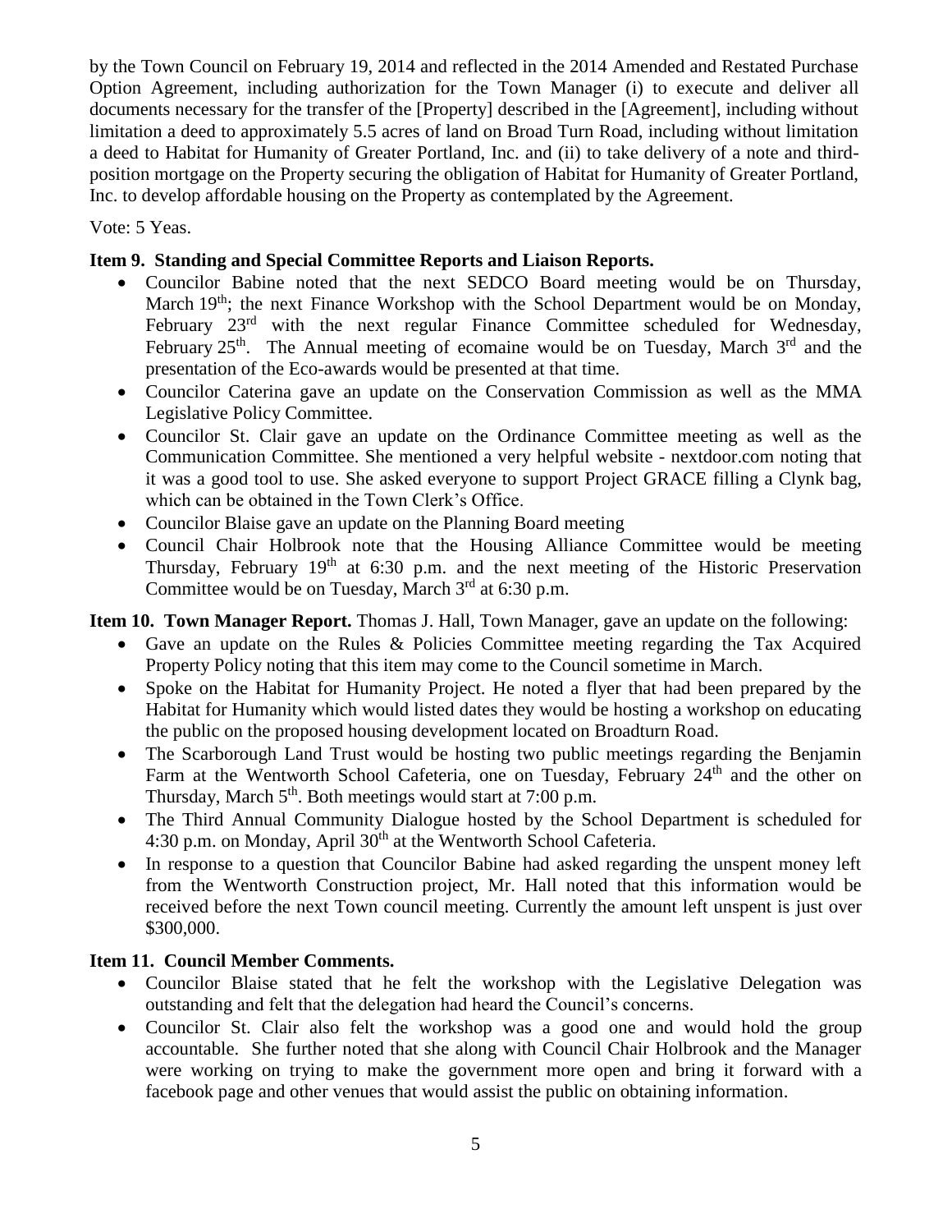by the Town Council on February 19, 2014 and reflected in the 2014 Amended and Restated Purchase Option Agreement, including authorization for the Town Manager (i) to execute and deliver all documents necessary for the transfer of the [Property] described in the [Agreement], including without limitation a deed to approximately 5.5 acres of land on Broad Turn Road, including without limitation a deed to Habitat for Humanity of Greater Portland, Inc. and (ii) to take delivery of a note and third-position mortgage on the Property securing the obligation of Habitat for Humanity of Greater Portland, Inc. to develop affordable housing on the Property as contemplated by the Agreement.

Vote: 5 Yeas.

**Item 9. Standing and Special Committee Reports and Liaison Reports.**

- Councilor Babine noted that the next SEDCO Board meeting would be on Thursday, March 19th; the next Finance Workshop with the School Department would be on Monday, February 23rd with the next regular Finance Committee scheduled for Wednesday, February 25th. The Annual meeting of ecomaine would be on Tuesday, March 3rd and the presentation of the Eco-awards would be presented at that time.
- Councilor Caterina gave an update on the Conservation Commission as well as the MMA Legislative Policy Committee.
- Councilor St. Clair gave an update on the Ordinance Committee meeting as well as the Communication Committee. She mentioned a very helpful website - nextdoor.com noting that it was a good tool to use. She asked everyone to support Project GRACE filling a Clynk bag, which can be obtained in the Town Clerk's Office.
- Councilor Blaise gave an update on the Planning Board meeting
- Council Chair Holbrook note that the Housing Alliance Committee would be meeting Thursday, February 19th at 6:30 p.m. and the next meeting of the Historic Preservation Committee would be on Tuesday, March 3rd at 6:30 p.m.

**Item 10. Town Manager Report.** Thomas J. Hall, Town Manager, gave an update on the following:

- Gave an update on the Rules & Policies Committee meeting regarding the Tax Acquired Property Policy noting that this item may come to the Council sometime in March.
- Spoke on the Habitat for Humanity Project. He noted a flyer that had been prepared by the Habitat for Humanity which would listed dates they would be hosting a workshop on educating the public on the proposed housing development located on Broadturn Road.
- The Scarborough Land Trust would be hosting two public meetings regarding the Benjamin Farm at the Wentworth School Cafeteria, one on Tuesday, February 24th and the other on Thursday, March 5th. Both meetings would start at 7:00 p.m.
- The Third Annual Community Dialogue hosted by the School Department is scheduled for 4:30 p.m. on Monday, April 30th at the Wentworth School Cafeteria.
- In response to a question that Councilor Babine had asked regarding the unspent money left from the Wentworth Construction project, Mr. Hall noted that this information would be received before the next Town council meeting. Currently the amount left unspent is just over $300,000.

**Item 11. Council Member Comments.**

- Councilor Blaise stated that he felt the workshop with the Legislative Delegation was outstanding and felt that the delegation had heard the Council's concerns.
- Councilor St. Clair also felt the workshop was a good one and would hold the group accountable. She further noted that she along with Council Chair Holbrook and the Manager were working on trying to make the government more open and bring it forward with a facebook page and other venues that would assist the public on obtaining information.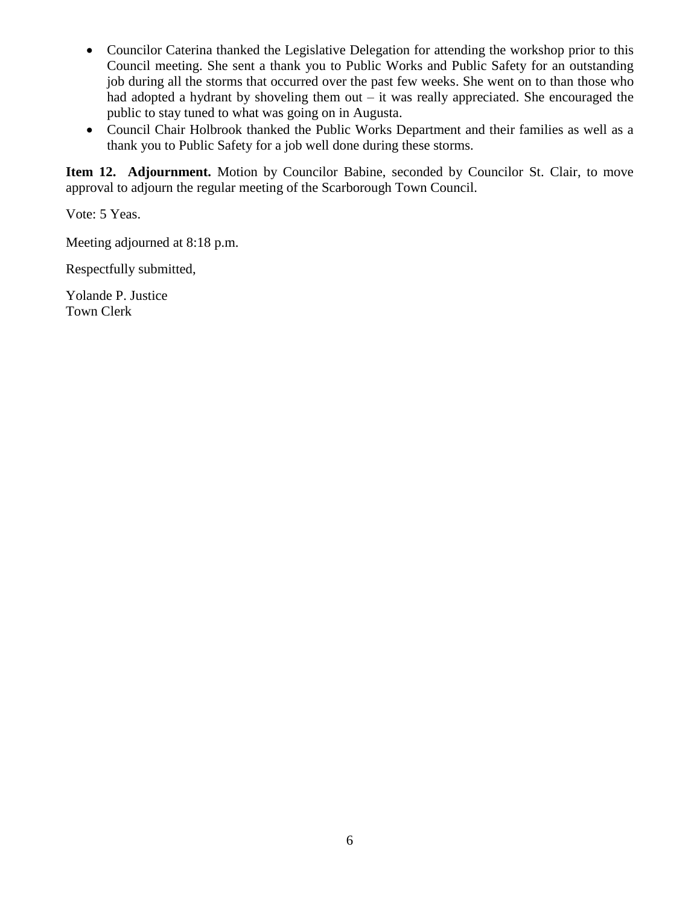- Councilor Caterina thanked the Legislative Delegation for attending the workshop prior to this Council meeting. She sent a thank you to Public Works and Public Safety for an outstanding job during all the storms that occurred over the past few weeks. She went on to than those who had adopted a hydrant by shoveling them out – it was really appreciated. She encouraged the public to stay tuned to what was going on in Augusta.
- Council Chair Holbrook thanked the Public Works Department and their families as well as a thank you to Public Safety for a job well done during these storms.

**Item 12. Adjournment.** Motion by Councilor Babine, seconded by Councilor St. Clair, to move approval to adjourn the regular meeting of the Scarborough Town Council.

Vote: 5 Yeas.

Meeting adjourned at 8:18 p.m.

Respectfully submitted,

Yolande P. Justice
Town Clerk